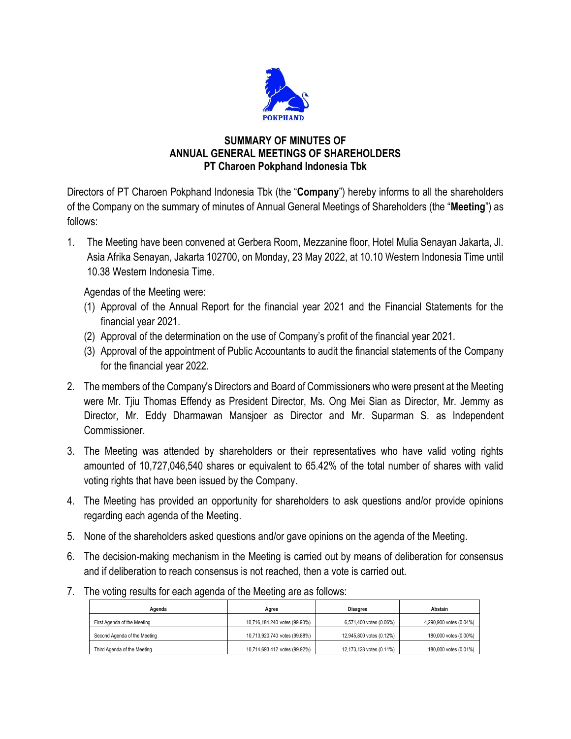POKPHAND

# SUMMARY OF MINUTES OF ANNUAL GENERAL MEETINGS OF SHAREHOLDERS PT Charoen Pokphand Indonesia Tbk

Directors of PT Charoen Pokphand Indonesia Tbk (the "**Company**") hereby informs to all the shareholders of the Company on the summary of minutes of Annual General Meetings of Shareholders (the "**Meeting**") as follows:

1. The Meeting have been convened at Gerbera Room, Mezzanine floor, Hotel Mulia Senayan Jakarta, Jl. Asia Afrika Senayan, Jakarta 102700, on Monday, 23 May 2022, at 10.10 Western Indonesia Time until 10.38 Western Indonesia Time.

   Agendas of the Meeting were:
   (1) Approval of the Annual Report for the financial year 2021 and the Financial Statements for the financial year 2021.
   (2) Approval of the determination on the use of Company's profit of the financial year 2021.
   (3) Approval of the appointment of Public Accountants to audit the financial statements of the Company for the financial year 2022.

2. The members of the Company's Directors and Board of Commissioners who were present at the Meeting were Mr. Tjiu Thomas Effendy as President Director, Ms. Ong Mei Sian as Director, Mr. Jemmy as Director, Mr. Eddy Dharmawan Mansjoer as Director and Mr. Suparman S. as Independent Commissioner.

3. The Meeting was attended by shareholders or their representatives who have valid voting rights amounted of 10,727,046,540 shares or equivalent to 65.42% of the total number of shares with valid voting rights that have been issued by the Company.

4. The Meeting has provided an opportunity for shareholders to ask questions and/or provide opinions regarding each agenda of the Meeting.

5. None of the shareholders asked questions and/or gave opinions on the agenda of the Meeting.

6. The decision-making mechanism in the Meeting is carried out by means of deliberation for consensus and if deliberation to reach consensus is not reached, then a vote is carried out.

7. The voting results for each agenda of the Meeting are as follows:

| Agenda | Agree | Disagree | Abstain |
|---|---|---|---|
| First Agenda of the Meeting | 10,716,184,240 votes (99.90%) | 6,571,400 votes (0.06%) | 4,290,900 votes (0.04%) |
| Second Agenda of the Meeting | 10,713,920,740 votes (99.88%) | 12,945,800 votes (0.12%) | 180,000 votes (0.00%) |
| Third Agenda of the Meeting | 10,714,693,412 votes (99.92%) | 12,173,128 votes (0.11%) | 180,000 votes (0.01%) |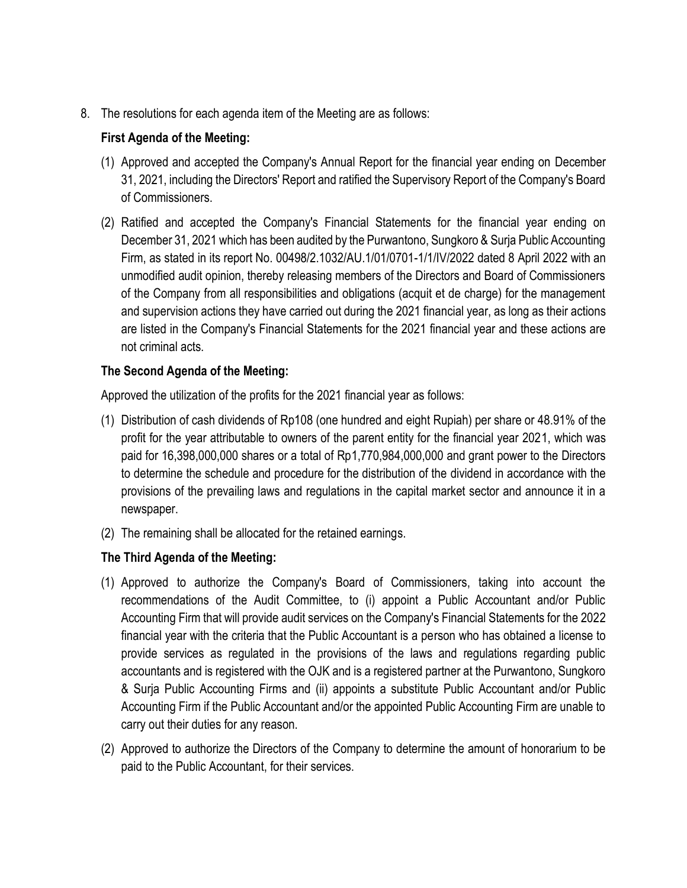8. The resolutions for each agenda item of the Meeting are as follows:

**First Agenda of the Meeting:**

(1) Approved and accepted the Company's Annual Report for the financial year ending on December 31, 2021, including the Directors' Report and ratified the Supervisory Report of the Company's Board of Commissioners.

(2) Ratified and accepted the Company's Financial Statements for the financial year ending on December 31, 2021 which has been audited by the Purwantono, Sungkoro & Surja Public Accounting Firm, as stated in its report No. 00498/2.1032/AU.1/01/0701-1/1/IV/2022 dated 8 April 2022 with an unmodified audit opinion, thereby releasing members of the Directors and Board of Commissioners of the Company from all responsibilities and obligations (acquit et de charge) for the management and supervision actions they have carried out during the 2021 financial year, as long as their actions are listed in the Company's Financial Statements for the 2021 financial year and these actions are not criminal acts.

**The Second Agenda of the Meeting:**

Approved the utilization of the profits for the 2021 financial year as follows:

(1) Distribution of cash dividends of Rp108 (one hundred and eight Rupiah) per share or 48.91% of the profit for the year attributable to owners of the parent entity for the financial year 2021, which was paid for 16,398,000,000 shares or a total of Rp1,770,984,000,000 and grant power to the Directors to determine the schedule and procedure for the distribution of the dividend in accordance with the provisions of the prevailing laws and regulations in the capital market sector and announce it in a newspaper.

(2) The remaining shall be allocated for the retained earnings.

**The Third Agenda of the Meeting:**

(1) Approved to authorize the Company's Board of Commissioners, taking into account the recommendations of the Audit Committee, to (i) appoint a Public Accountant and/or Public Accounting Firm that will provide audit services on the Company's Financial Statements for the 2022 financial year with the criteria that the Public Accountant is a person who has obtained a license to provide services as regulated in the provisions of the laws and regulations regarding public accountants and is registered with the OJK and is a registered partner at the Purwantono, Sungkoro & Surja Public Accounting Firms and (ii) appoints a substitute Public Accountant and/or Public Accounting Firm if the Public Accountant and/or the appointed Public Accounting Firm are unable to carry out their duties for any reason.

(2) Approved to authorize the Directors of the Company to determine the amount of honorarium to be paid to the Public Accountant, for their services.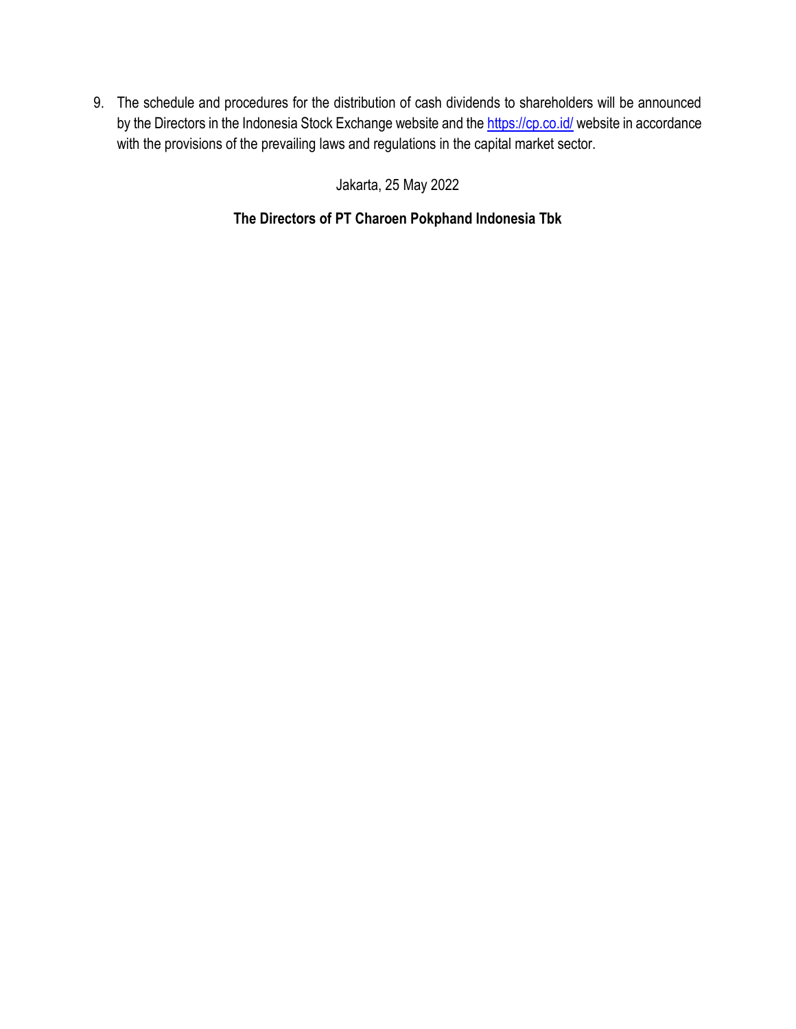9. The schedule and procedures for the distribution of cash dividends to shareholders will be announced by the Directors in the Indonesia Stock Exchange website and the https://cp.co.id/ website in accordance with the provisions of the prevailing laws and regulations in the capital market sector.

Jakarta, 25 May 2022

**The Directors of PT Charoen Pokphand Indonesia Tbk**